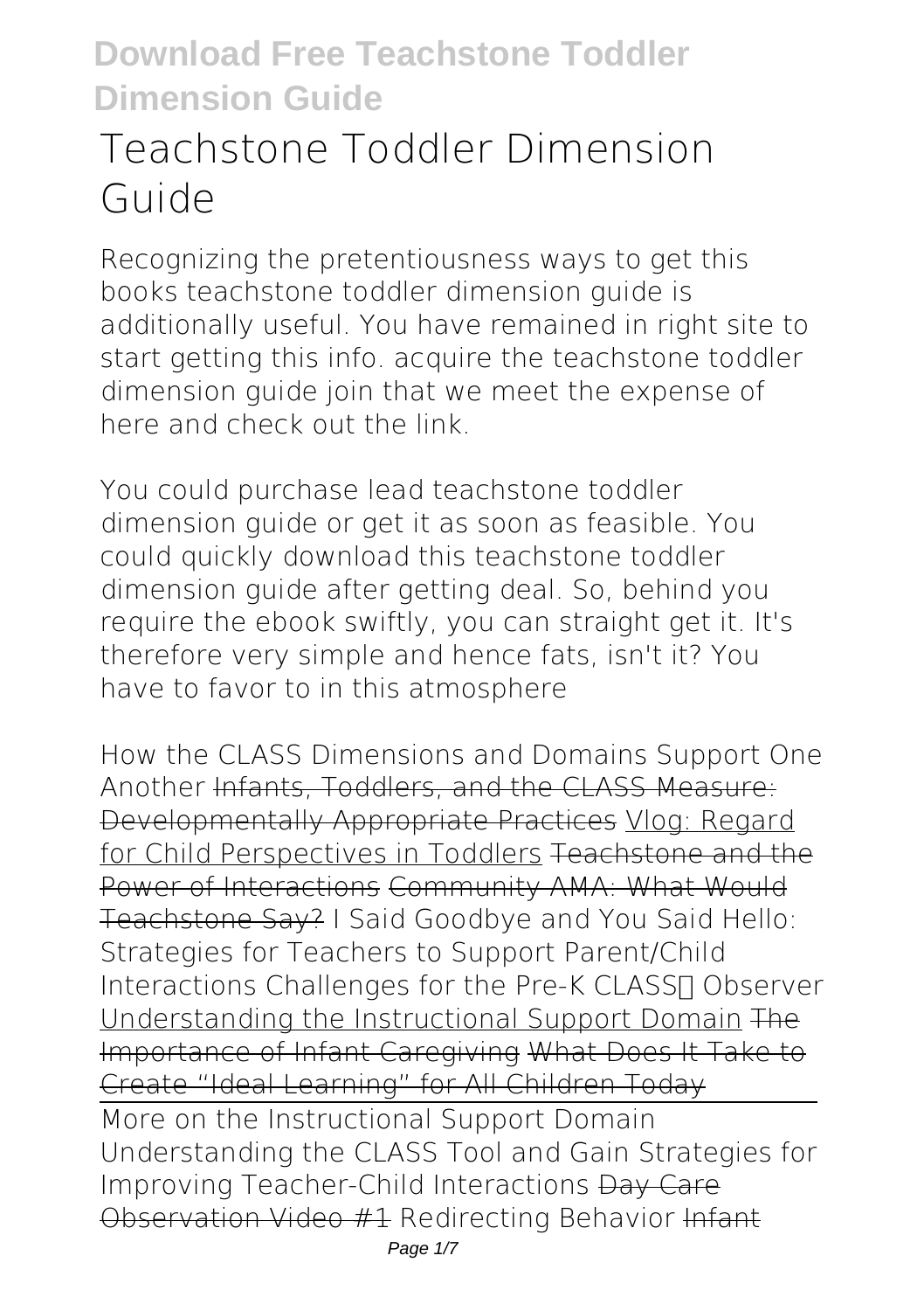# Teachstone Toddler Dimension Guide

Recognizing the pretentiousness ways to get this books **teachstone toddler dimension guide** is additionally useful. You have remained in right site to start getting this info. acquire the teachstone toddler dimension guide join that we meet the expense of here and check out the link.

You could purchase lead teachstone toddler dimension guide or get it as soon as feasible. You could quickly download this teachstone toddler dimension guide after getting deal. So, behind you require the ebook swiftly, you can straight get it. It's therefore very simple and hence fats, isn't it? You have to favor to in this atmosphere

*How the CLASS Dimensions and Domains Support One Another* ~~Infants, Toddlers, and the CLASS Measure: Developmentally Appropriate Practices~~ Vlog: Regard for Child Perspectives in Toddlers ~~Teachstone and the Power of Interactions~~ ~~Community AMA: What Would Teachstone Say?~~ *I Said Goodbye and You Said Hello: Strategies for Teachers to Support Parent/Child Interactions* *Challenges for the Pre-K CLASS™ Observer* Understanding the Instructional Support Domain ~~The Importance of Infant Caregiving~~ ~~What Does It Take to Create "Ideal Learning" for All Children Today~~

More on the Instructional Support Domain

*Understanding the CLASS Tool and Gain Strategies for Improving Teacher-Child Interactions* ~~Day Care Observation Video #1~~ *Redirecting Behavior* ~~Infant~~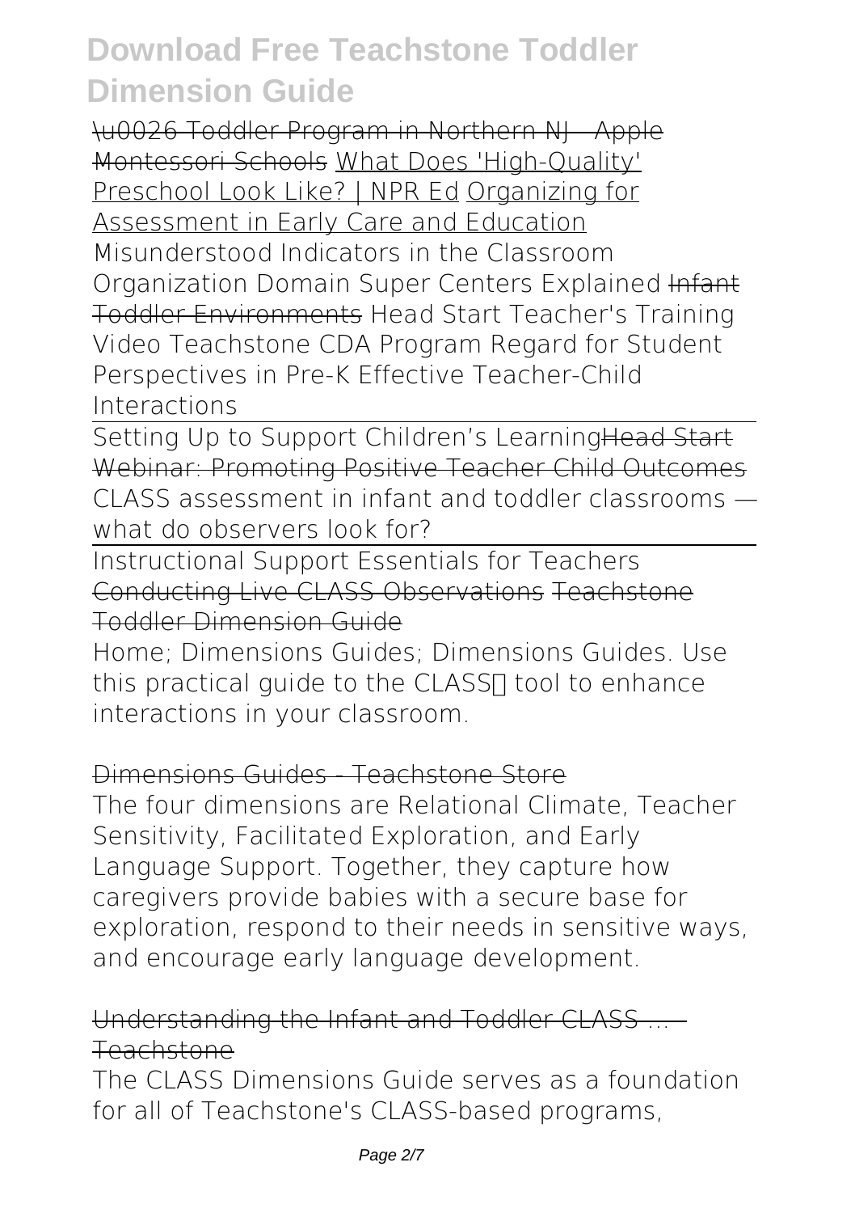# Download Free Teachstone Toddler Dimension Guide

\u0026 Toddler Program in Northern NJ - Apple Montessori Schools What Does 'High-Quality' Preschool Look Like? | NPR Ed Organizing for Assessment in Early Care and Education Misunderstood Indicators in the Classroom Organization Domain Super Centers Explained Infant Toddler Environments Head Start Teacher's Training Video Teachstone CDA Program Regard for Student Perspectives in Pre-K Effective Teacher-Child Interactions

Setting Up to Support Children's Learning Head Start Webinar: Promoting Positive Teacher Child Outcomes CLASS assessment in infant and toddler classrooms — what do observers look for?

Instructional Support Essentials for Teachers Conducting Live CLASS Observations Teachstone Toddler Dimension Guide

Home; Dimensions Guides; Dimensions Guides. Use this practical guide to the CLASS� tool to enhance interactions in your classroom.

Dimensions Guides - Teachstone Store

The four dimensions are Relational Climate, Teacher Sensitivity, Facilitated Exploration, and Early Language Support. Together, they capture how caregivers provide babies with a secure base for exploration, respond to their needs in sensitive ways, and encourage early language development.

Understanding the Infant and Toddler CLASS ... - Teachstone

The CLASS Dimensions Guide serves as a foundation for all of Teachstone's CLASS-based programs,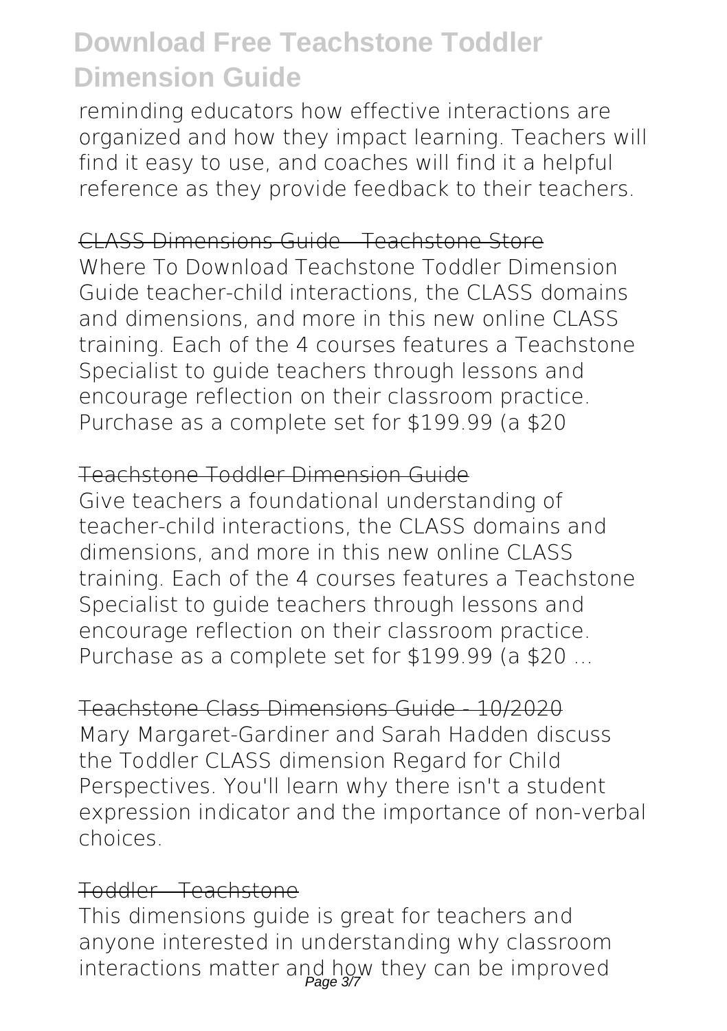reminding educators how effective interactions are organized and how they impact learning. Teachers will find it easy to use, and coaches will find it a helpful reference as they provide feedback to their teachers.

## ~~CLASS Dimensions Guide - Teachstone Store~~

Where To Download Teachstone Toddler Dimension Guide teacher-child interactions, the CLASS domains and dimensions, and more in this new online CLASS training. Each of the 4 courses features a Teachstone Specialist to guide teachers through lessons and encourage reflection on their classroom practice. Purchase as a complete set for $199.99 (a $20

## ~~Teachstone Toddler Dimension Guide~~

Give teachers a foundational understanding of teacher-child interactions, the CLASS domains and dimensions, and more in this new online CLASS training. Each of the 4 courses features a Teachstone Specialist to guide teachers through lessons and encourage reflection on their classroom practice. Purchase as a complete set for $199.99 (a $20 ...

## ~~Teachstone Class Dimensions Guide - 10/2020~~

Mary Margaret-Gardiner and Sarah Hadden discuss the Toddler CLASS dimension Regard for Child Perspectives. You'll learn why there isn't a student expression indicator and the importance of non-verbal choices.

## ~~Toddler - Teachstone~~

This dimensions guide is great for teachers and anyone interested in understanding why classroom interactions matter and how they can be improved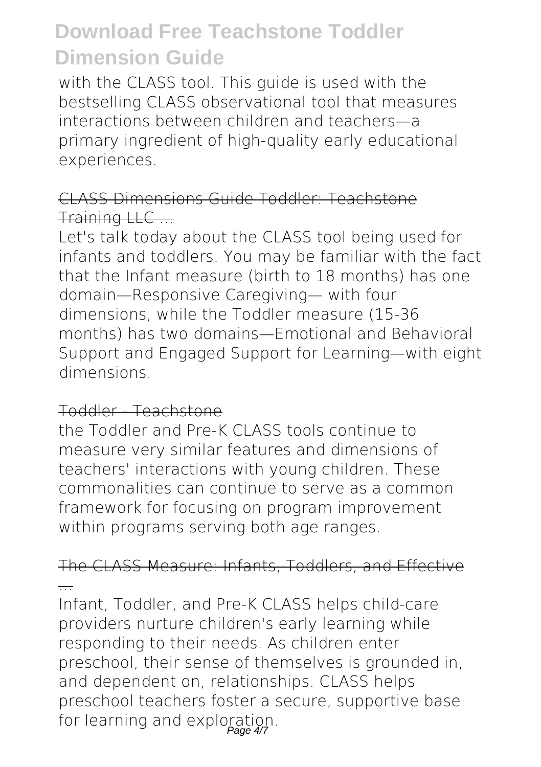with the CLASS tool. This guide is used with the bestselling CLASS observational tool that measures interactions between children and teachers—a primary ingredient of high-quality early educational experiences.

### ~~CLASS Dimensions Guide Toddler: Teachstone Training LLC ...~~

Let's talk today about the CLASS tool being used for infants and toddlers. You may be familiar with the fact that the Infant measure (birth to 18 months) has one domain—Responsive Caregiving— with four dimensions, while the Toddler measure (15-36 months) has two domains—Emotional and Behavioral Support and Engaged Support for Learning—with eight dimensions.

### ~~Toddler - Teachstone~~

the Toddler and Pre-K CLASS tools continue to measure very similar features and dimensions of teachers' interactions with young children. These commonalities can continue to serve as a common framework for focusing on program improvement within programs serving both age ranges.

### ~~The CLASS Measure: Infants, Toddlers, and Effective ...~~

Infant, Toddler, and Pre-K CLASS helps child-care providers nurture children's early learning while responding to their needs. As children enter preschool, their sense of themselves is grounded in, and dependent on, relationships. CLASS helps preschool teachers foster a secure, supportive base for learning and exploration.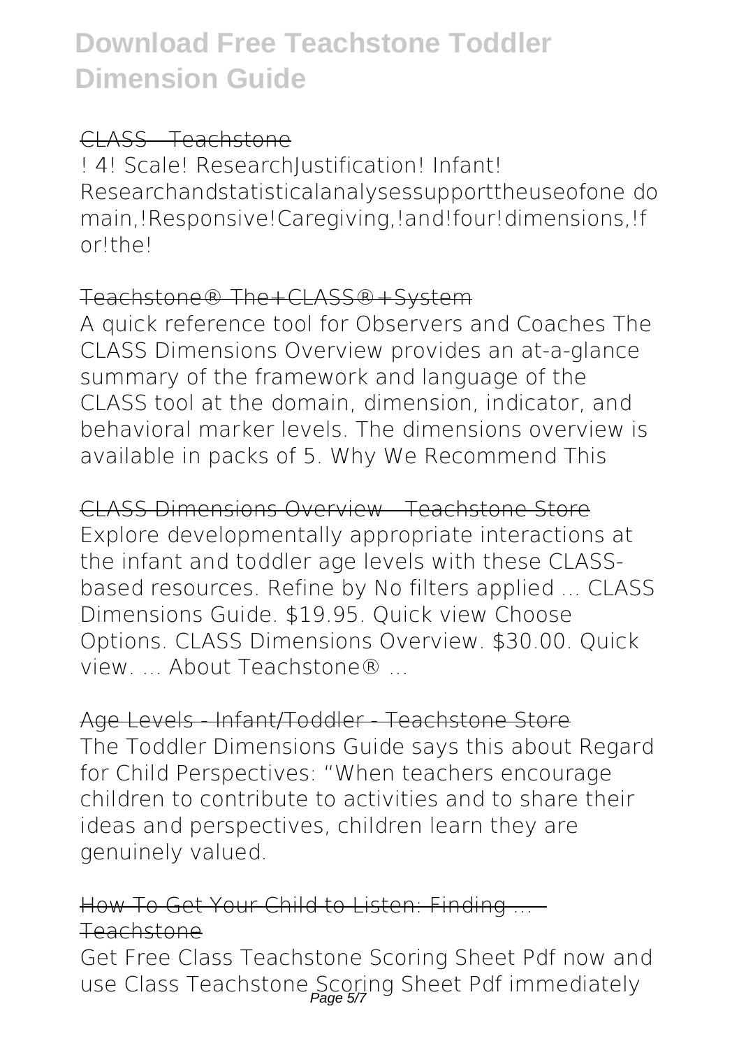#### CLASS - Teachstone

! 4! Scale! ResearchJustification! Infant! Researchandstatisticalanalysessupporttheuseofone do main,!Responsive!Caregiving,!and!four!dimensions,!f or!the!

#### Teachstone® The+CLASS®+System

A quick reference tool for Observers and Coaches The CLASS Dimensions Overview provides an at-a-glance summary of the framework and language of the CLASS tool at the domain, dimension, indicator, and behavioral marker levels. The dimensions overview is available in packs of 5. Why We Recommend This

#### CLASS Dimensions Overview - Teachstone Store

Explore developmentally appropriate interactions at the infant and toddler age levels with these CLASS-based resources. Refine by No filters applied ... CLASS Dimensions Guide. $19.95. Quick view Choose Options. CLASS Dimensions Overview. $30.00. Quick view. ... About Teachstone® ...

#### Age Levels - Infant/Toddler - Teachstone Store

The Toddler Dimensions Guide says this about Regard for Child Perspectives: "When teachers encourage children to contribute to activities and to share their ideas and perspectives, children learn they are genuinely valued.

#### How To Get Your Child to Listen: Finding ... - Teachstone

Get Free Class Teachstone Scoring Sheet Pdf now and use Class Teachstone Scoring Sheet Pdf immediately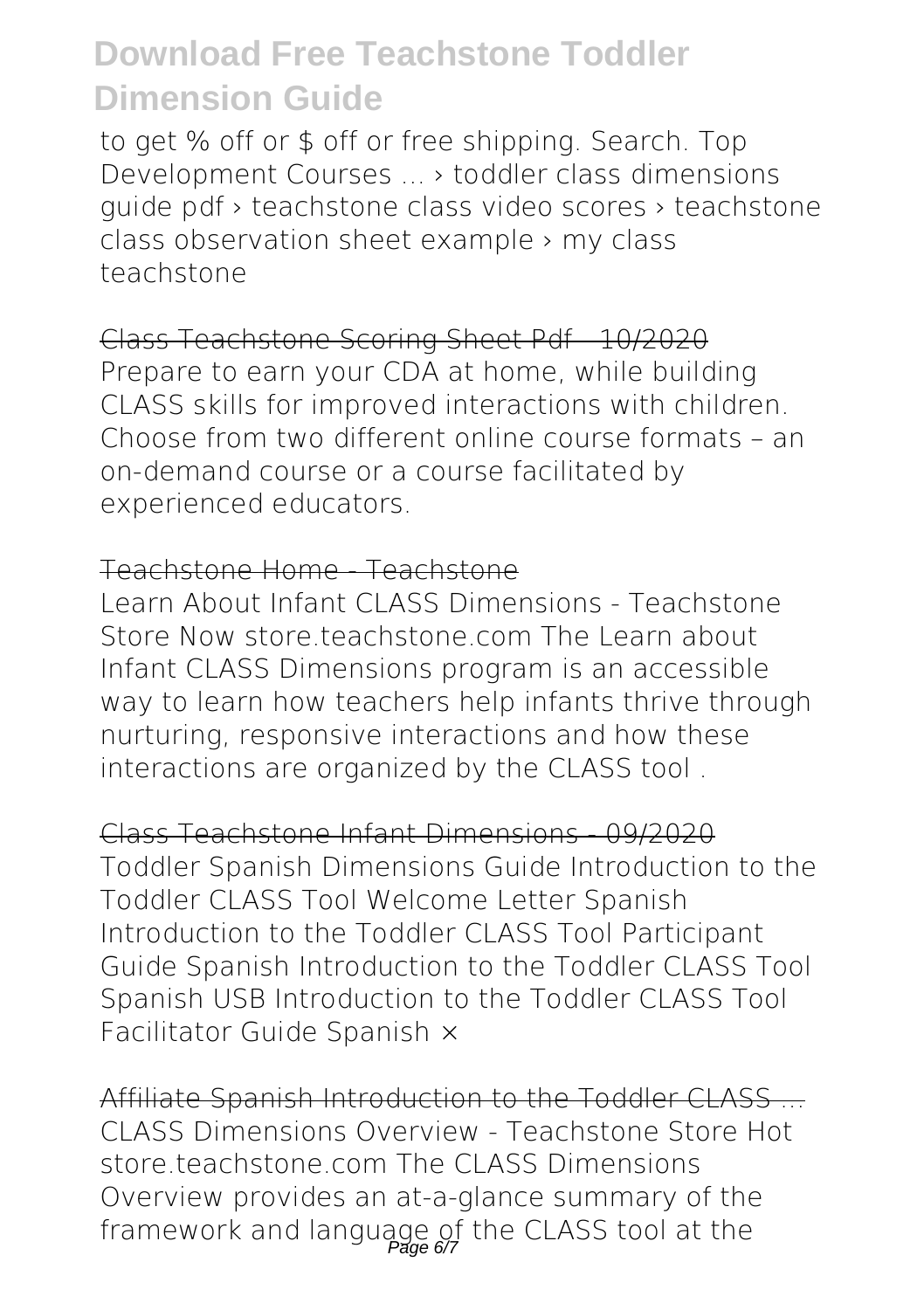to get % off or $ off or free shipping. Search. Top Development Courses ... › toddler class dimensions guide pdf › teachstone class video scores › teachstone class observation sheet example › my class teachstone

~~Class Teachstone Scoring Sheet Pdf - 10/2020~~

Prepare to earn your CDA at home, while building CLASS skills for improved interactions with children. Choose from two different online course formats – an on-demand course or a course facilitated by experienced educators.

~~Teachstone Home - Teachstone~~

Learn About Infant CLASS Dimensions - Teachstone Store Now store.teachstone.com The Learn about Infant CLASS Dimensions program is an accessible way to learn how teachers help infants thrive through nurturing, responsive interactions and how these interactions are organized by the CLASS tool .

~~Class Teachstone Infant Dimensions - 09/2020~~

Toddler Spanish Dimensions Guide Introduction to the Toddler CLASS Tool Welcome Letter Spanish Introduction to the Toddler CLASS Tool Participant Guide Spanish Introduction to the Toddler CLASS Tool Spanish USB Introduction to the Toddler CLASS Tool Facilitator Guide Spanish ×

~~Affiliate Spanish Introduction to the Toddler CLASS ...~~

CLASS Dimensions Overview - Teachstone Store Hot store.teachstone.com The CLASS Dimensions Overview provides an at-a-glance summary of the framework and language of the CLASS tool at the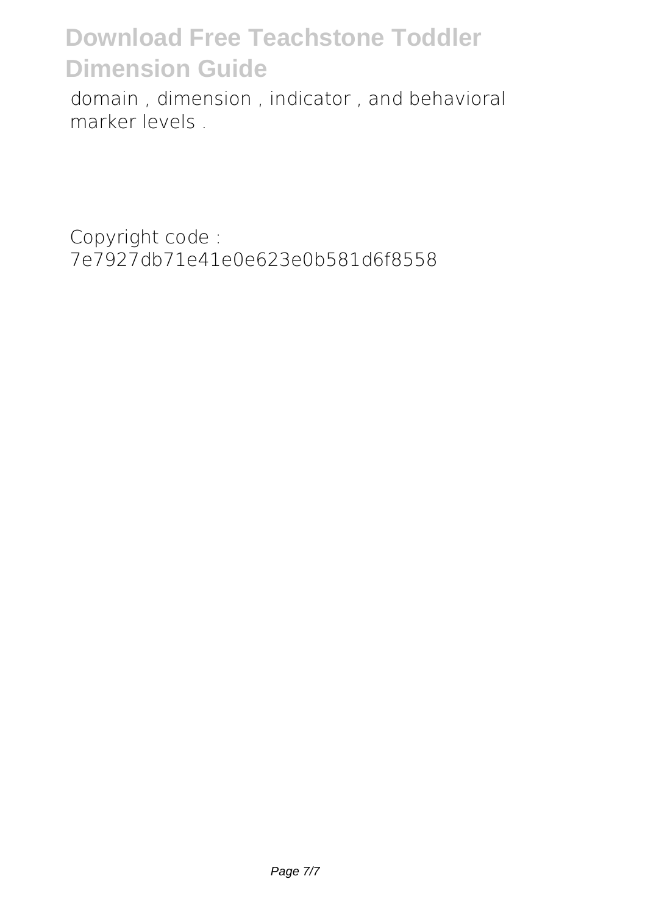domain , dimension , indicator , and behavioral marker levels .

Copyright code : 7e7927db71e41e0e623e0b581d6f8558